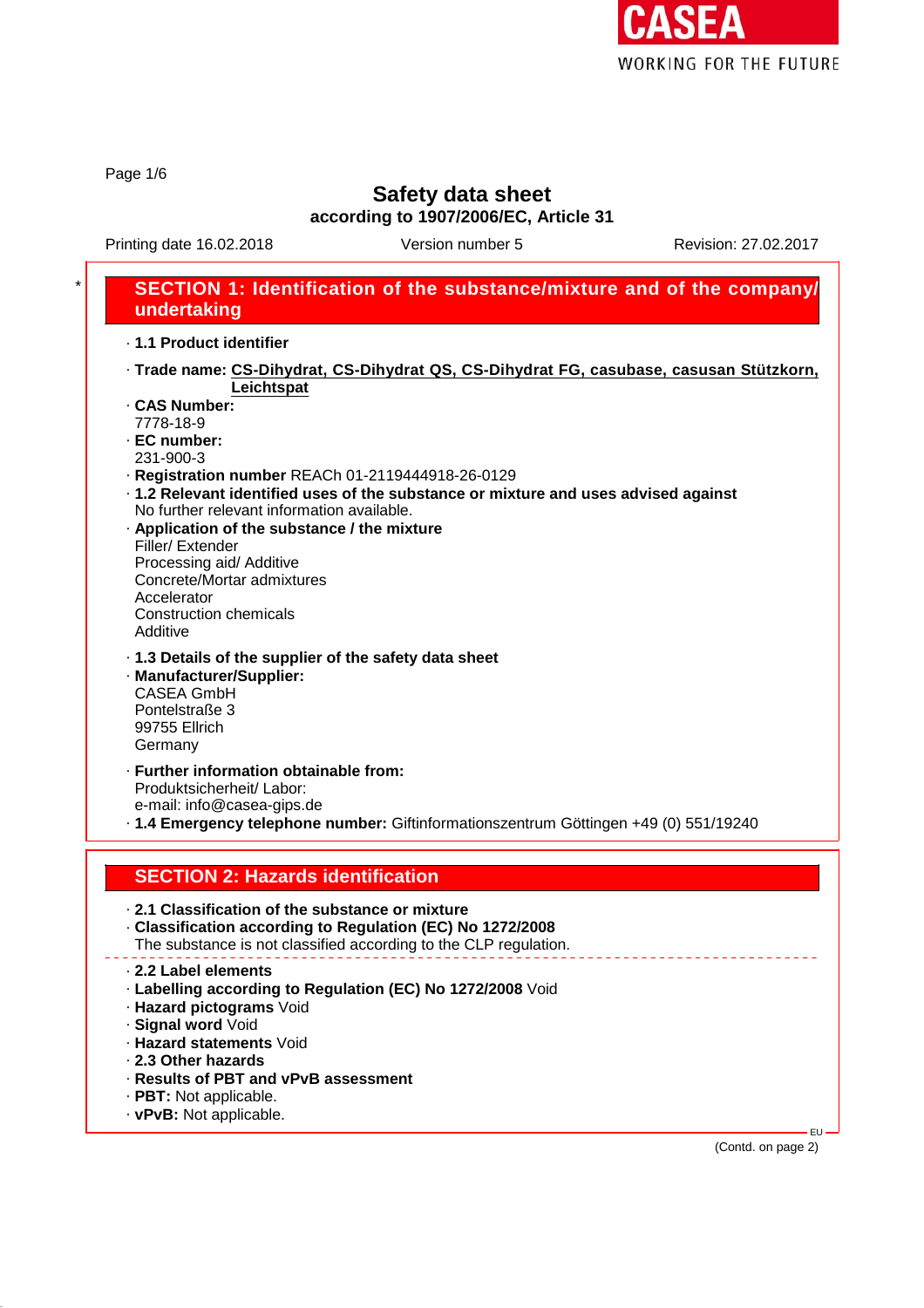# Safety data sheet

**according to 1907/2006/EC, Article 31**

Printing date 16.02.2018 Version number 5 Revision: 27.02.2017

## SECTION 1: Identification of the substance/mixture and of the company/undertaking

· **1.1 Product identifier**

· **Trade name: CS-Dihydrat, CS-Dihydrat QS, CS-Dihydrat FG, casubase, casusan Stützkorn, Leichtspat**

· **CAS Number:**
7778-18-9

· **EC number:**
231-900-3

· **Registration number** REACh 01-2119444918-26-0129

· **1.2 Relevant identified uses of the substance or mixture and uses advised against**
No further relevant information available.

· **Application of the substance / the mixture**
Filler/ Extender
Processing aid/ Additive
Concrete/Mortar admixtures
Accelerator
Construction chemicals
Additive

· **1.3 Details of the supplier of the safety data sheet**

· **Manufacturer/Supplier:**
CASEA GmbH
Pontelstraße 3
99755 Ellrich
Germany

· **Further information obtainable from:**
Produktsicherheit/ Labor:
e-mail: info@casea-gips.de

· **1.4 Emergency telephone number:** Giftinformationszentrum Göttingen +49 (0) 551/19240

## SECTION 2: Hazards identification

· **2.1 Classification of the substance or mixture**

· **Classification according to Regulation (EC) No 1272/2008**
The substance is not classified according to the CLP regulation.

· **2.2 Label elements**

· **Labelling according to Regulation (EC) No 1272/2008** Void

· **Hazard pictograms** Void

· **Signal word** Void

· **Hazard statements** Void

· **2.3 Other hazards**

· **Results of PBT and vPvB assessment**

· **PBT:** Not applicable.

· **vPvB:** Not applicable.

(Contd. on page 2)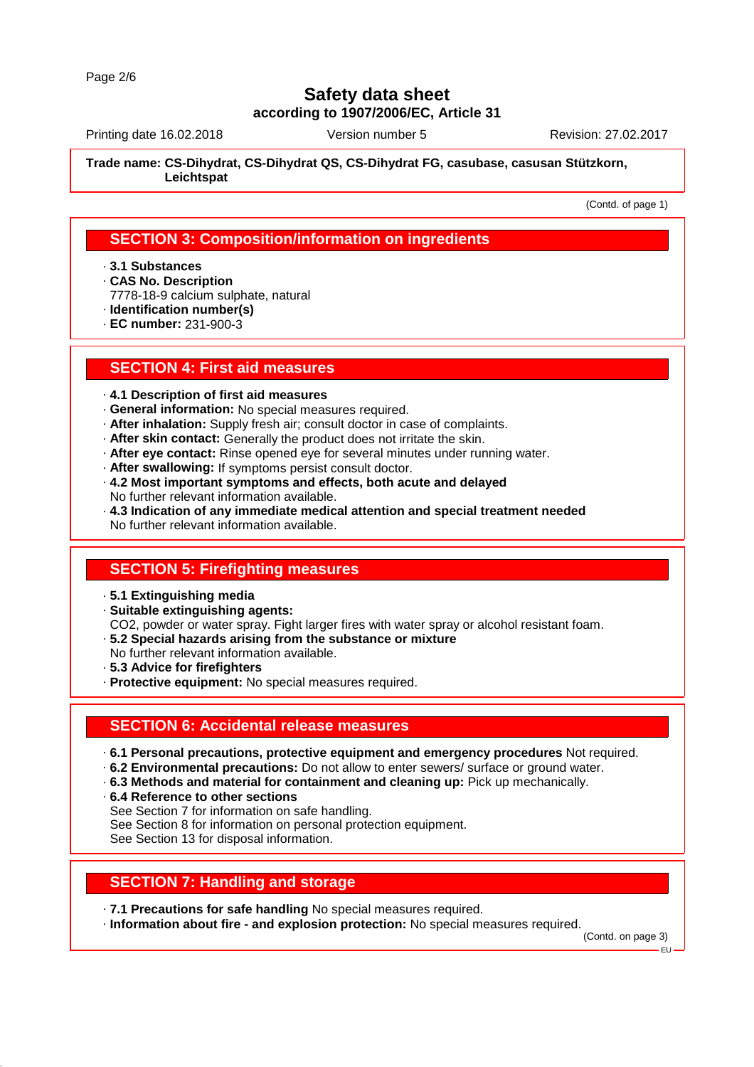**Trade name: CS-Dihydrat, CS-Dihydrat QS, CS-Dihydrat FG, casubase, casusan Stützkorn, Leichtspat**

(Contd. of page 1)

## SECTION 3: Composition/information on ingredients

- **3.1 Substances**
- **CAS No. Description**
  7778-18-9 calcium sulphate, natural
- **Identification number(s)**
- **EC number:** 231-900-3

## SECTION 4: First aid measures

- **4.1 Description of first aid measures**
- **General information:** No special measures required.
- **After inhalation:** Supply fresh air; consult doctor in case of complaints.
- **After skin contact:** Generally the product does not irritate the skin.
- **After eye contact:** Rinse opened eye for several minutes under running water.
- **After swallowing:** If symptoms persist consult doctor.
- **4.2 Most important symptoms and effects, both acute and delayed**
  No further relevant information available.
- **4.3 Indication of any immediate medical attention and special treatment needed**
  No further relevant information available.

## SECTION 5: Firefighting measures

- **5.1 Extinguishing media**
- **Suitable extinguishing agents:**
  $CO_2$, powder or water spray. Fight larger fires with water spray or alcohol resistant foam.
- **5.2 Special hazards arising from the substance or mixture**
  No further relevant information available.
- **5.3 Advice for firefighters**
- **Protective equipment:** No special measures required.

## SECTION 6: Accidental release measures

- **6.1 Personal precautions, protective equipment and emergency procedures** Not required.
- **6.2 Environmental precautions:** Do not allow to enter sewers/ surface or ground water.
- **6.3 Methods and material for containment and cleaning up:** Pick up mechanically.
- **6.4 Reference to other sections**
  See Section 7 for information on safe handling.
  See Section 8 for information on personal protection equipment.
  See Section 13 for disposal information.

## SECTION 7: Handling and storage

- **7.1 Precautions for safe handling** No special measures required.
- **Information about fire - and explosion protection:** No special measures required.

(Contd. on page 3)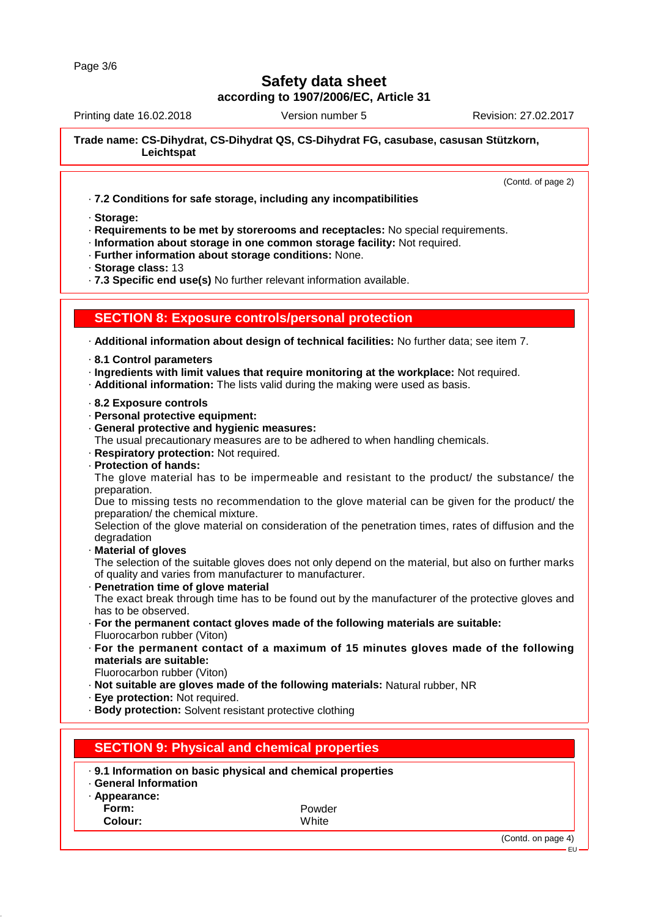**Trade name: CS-Dihydrat, CS-Dihydrat QS, CS-Dihydrat FG, casubase, casusan Stützkorn, Leichtspat**

(Contd. of page 2)

· **7.2 Conditions for safe storage, including any incompatibilities**

· **Storage:**
· **Requirements to be met by storerooms and receptacles:** No special requirements.
· **Information about storage in one common storage facility:** Not required.
· **Further information about storage conditions:** None.
· **Storage class:** 13
· **7.3 Specific end use(s)** No further relevant information available.

## SECTION 8: Exposure controls/personal protection

· **Additional information about design of technical facilities:** No further data; see item 7.

· **8.1 Control parameters**
· **Ingredients with limit values that require monitoring at the workplace:** Not required.
· **Additional information:** The lists valid during the making were used as basis.

· **8.2 Exposure controls**
· **Personal protective equipment:**
· **General protective and hygienic measures:**
The usual precautionary measures are to be adhered to when handling chemicals.
· **Respiratory protection:** Not required.
· **Protection of hands:**
The glove material has to be impermeable and resistant to the product/ the substance/ the preparation.
Due to missing tests no recommendation to the glove material can be given for the product/ the preparation/ the chemical mixture.
Selection of the glove material on consideration of the penetration times, rates of diffusion and the degradation
· **Material of gloves**
The selection of the suitable gloves does not only depend on the material, but also on further marks of quality and varies from manufacturer to manufacturer.
· **Penetration time of glove material**
The exact break through time has to be found out by the manufacturer of the protective gloves and has to be observed.
· **For the permanent contact gloves made of the following materials are suitable:**
Fluorocarbon rubber (Viton)
· **For the permanent contact of a maximum of 15 minutes gloves made of the following materials are suitable:**
Fluorocarbon rubber (Viton)
· **Not suitable are gloves made of the following materials:** Natural rubber, NR
· **Eye protection:** Not required.
· **Body protection:** Solvent resistant protective clothing

## SECTION 9: Physical and chemical properties

· **9.1 Information on basic physical and chemical properties**
· **General Information**
· **Appearance:**

| | |
|---|---|
| **Form:** | Powder |
| **Colour:** | White |

(Contd. on page 4)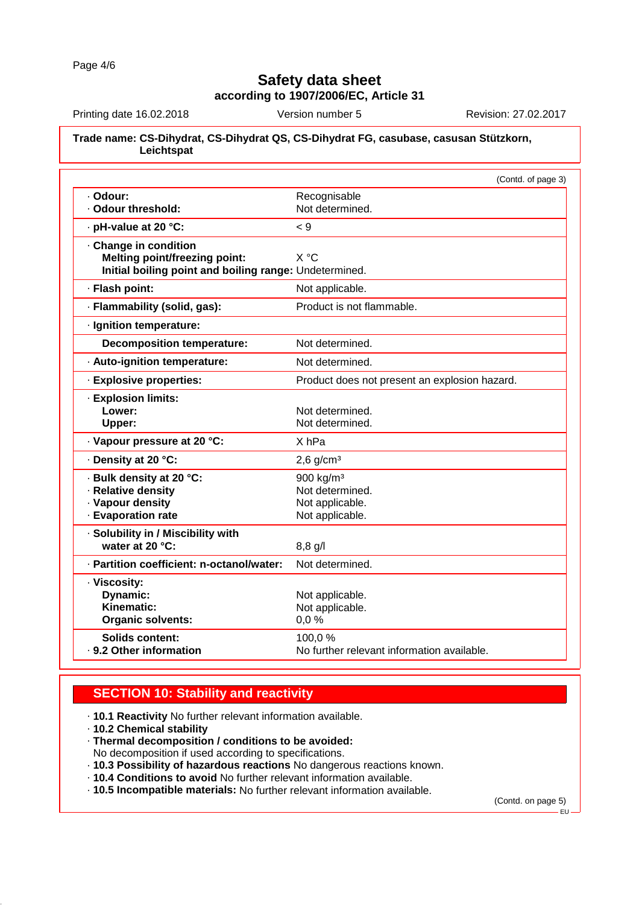**Trade name: CS-Dihydrat, CS-Dihydrat QS, CS-Dihydrat FG, casubase, casusan Stützkorn, Leichtspat**

(Contd. of page 3)

| Property | Value |
|---|---|
| · **Odour:** | Recognisable |
| · **Odour threshold:** | Not determined. |
| · **pH-value at 20 °C:** | < 9 |
| · **Change in condition** | |
| **Melting point/freezing point:** | X °C |
| **Initial boiling point and boiling range:** | Undetermined. |
| · **Flash point:** | Not applicable. |
| · **Flammability (solid, gas):** | Product is not flammable. |
| · **Ignition temperature:** | |
| **Decomposition temperature:** | Not determined. |
| · **Auto-ignition temperature:** | Not determined. |
| · **Explosive properties:** | Product does not present an explosion hazard. |
| · **Explosion limits:** | |
| **Lower:** | Not determined. |
| **Upper:** | Not determined. |
| · **Vapour pressure at 20 °C:** | X hPa |
| · **Density at 20 °C:** | 2,6 g/cm³ |
| · **Bulk density at 20 °C:** | 900 kg/m³ |
| · **Relative density** | Not determined. |
| · **Vapour density** | Not applicable. |
| · **Evaporation rate** | Not applicable. |
| · **Solubility in / Miscibility with** | |
| **water at 20 °C:** | 8,8 g/l |
| · **Partition coefficient: n-octanol/water:** | Not determined. |
| · **Viscosity:** | |
| **Dynamic:** | Not applicable. |
| **Kinematic:** | Not applicable. |
| **Organic solvents:** | 0,0 % |
| **Solids content:** | 100,0 % |
| · **9.2 Other information** | No further relevant information available. |

## SECTION 10: Stability and reactivity

- · **10.1 Reactivity** No further relevant information available.
- · **10.2 Chemical stability**
- · **Thermal decomposition / conditions to be avoided:**
  No decomposition if used according to specifications.
- · **10.3 Possibility of hazardous reactions** No dangerous reactions known.
- · **10.4 Conditions to avoid** No further relevant information available.
- · **10.5 Incompatible materials:** No further relevant information available.

(Contd. on page 5)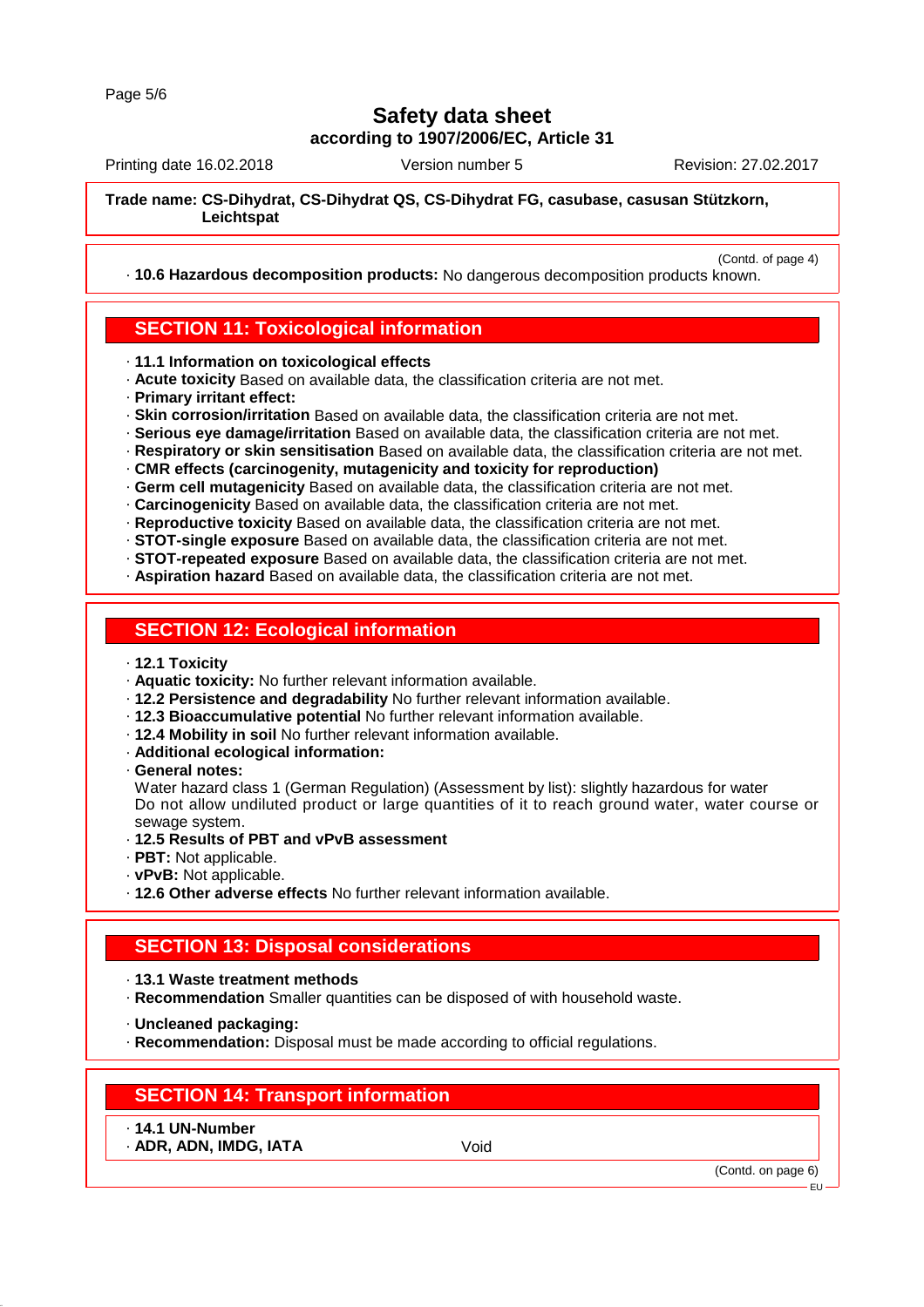**Trade name: CS-Dihydrat, CS-Dihydrat QS, CS-Dihydrat FG, casubase, casusan Stützkorn, Leichtspat**

(Contd. of page 4)

· **10.6 Hazardous decomposition products:** No dangerous decomposition products known.

## SECTION 11: Toxicological information

· **11.1 Information on toxicological effects**
· **Acute toxicity** Based on available data, the classification criteria are not met.
· **Primary irritant effect:**
· **Skin corrosion/irritation** Based on available data, the classification criteria are not met.
· **Serious eye damage/irritation** Based on available data, the classification criteria are not met.
· **Respiratory or skin sensitisation** Based on available data, the classification criteria are not met.
· **CMR effects (carcinogenity, mutagenicity and toxicity for reproduction)**
· **Germ cell mutagenicity** Based on available data, the classification criteria are not met.
· **Carcinogenicity** Based on available data, the classification criteria are not met.
· **Reproductive toxicity** Based on available data, the classification criteria are not met.
· **STOT-single exposure** Based on available data, the classification criteria are not met.
· **STOT-repeated exposure** Based on available data, the classification criteria are not met.
· **Aspiration hazard** Based on available data, the classification criteria are not met.

## SECTION 12: Ecological information

· **12.1 Toxicity**
· **Aquatic toxicity:** No further relevant information available.
· **12.2 Persistence and degradability** No further relevant information available.
· **12.3 Bioaccumulative potential** No further relevant information available.
· **12.4 Mobility in soil** No further relevant information available.
· **Additional ecological information:**
· **General notes:**
Water hazard class 1 (German Regulation) (Assessment by list): slightly hazardous for water
Do not allow undiluted product or large quantities of it to reach ground water, water course or sewage system.
· **12.5 Results of PBT and vPvB assessment**
· **PBT:** Not applicable.
· **vPvB:** Not applicable.
· **12.6 Other adverse effects** No further relevant information available.

## SECTION 13: Disposal considerations

· **13.1 Waste treatment methods**
· **Recommendation** Smaller quantities can be disposed of with household waste.

· **Uncleaned packaging:**
· **Recommendation:** Disposal must be made according to official regulations.

## SECTION 14: Transport information

· **14.1 UN-Number**
· **ADR, ADN, IMDG, IATA** Void

(Contd. on page 6)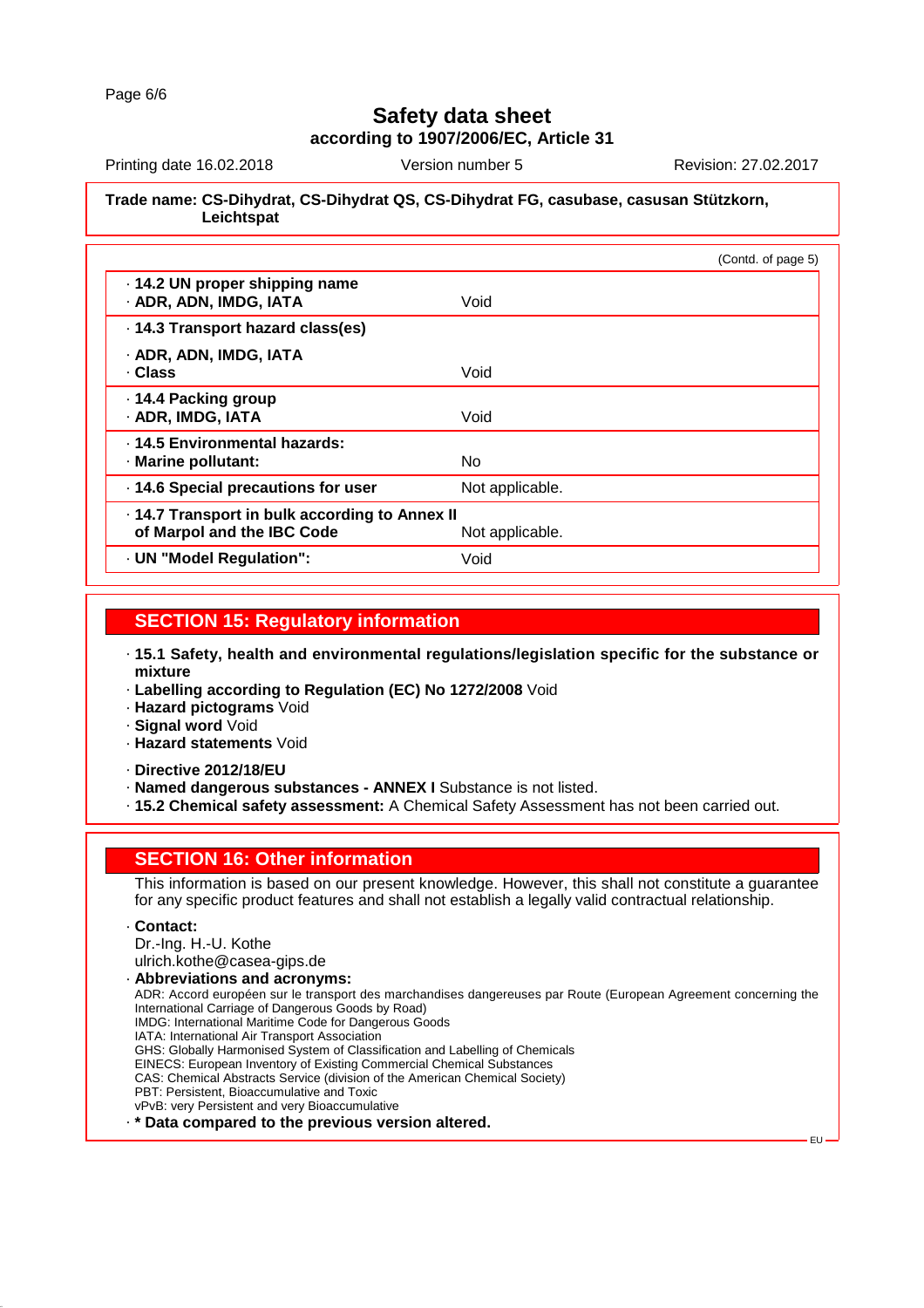# Safety data sheet

**according to 1907/2006/EC, Article 31**

Printing date 16.02.2018 Version number 5 Revision: 27.02.2017

**Trade name: CS-Dihydrat, CS-Dihydrat QS, CS-Dihydrat FG, casubase, casusan Stützkorn, Leichtspat**

(Contd. of page 5)

| | |
|---|---|
| · **14.2 UN proper shipping name**<br>· **ADR, ADN, IMDG, IATA** | Void |
| · **14.3 Transport hazard class(es)** | |
| · **ADR, ADN, IMDG, IATA**<br>· **Class** | Void |
| · **14.4 Packing group**<br>· **ADR, IMDG, IATA** | Void |
| · **14.5 Environmental hazards:**<br>· **Marine pollutant:** | No |
| · **14.6 Special precautions for user** | Not applicable. |
| · **14.7 Transport in bulk according to Annex II of Marpol and the IBC Code** | Not applicable. |
| · **UN "Model Regulation":** | Void |

## SECTION 15: Regulatory information

· **15.1 Safety, health and environmental regulations/legislation specific for the substance or mixture**
· **Labelling according to Regulation (EC) No 1272/2008** Void
· **Hazard pictograms** Void
· **Signal word** Void
· **Hazard statements** Void

· **Directive 2012/18/EU**
· **Named dangerous substances - ANNEX I** Substance is not listed.
· **15.2 Chemical safety assessment:** A Chemical Safety Assessment has not been carried out.

## SECTION 16: Other information

This information is based on our present knowledge. However, this shall not constitute a guarantee for any specific product features and shall not establish a legally valid contractual relationship.

· **Contact:**
Dr.-Ing. H.-U. Kothe
ulrich.kothe@casea-gips.de
· **Abbreviations and acronyms:**
ADR: Accord européen sur le transport des marchandises dangereuses par Route (European Agreement concerning the International Carriage of Dangerous Goods by Road)
IMDG: International Maritime Code for Dangerous Goods
IATA: International Air Transport Association
GHS: Globally Harmonised System of Classification and Labelling of Chemicals
EINECS: European Inventory of Existing Commercial Chemical Substances
CAS: Chemical Abstracts Service (division of the American Chemical Society)
PBT: Persistent, Bioaccumulative and Toxic
vPvB: very Persistent and very Bioaccumulative
· **\* Data compared to the previous version altered.**

EU